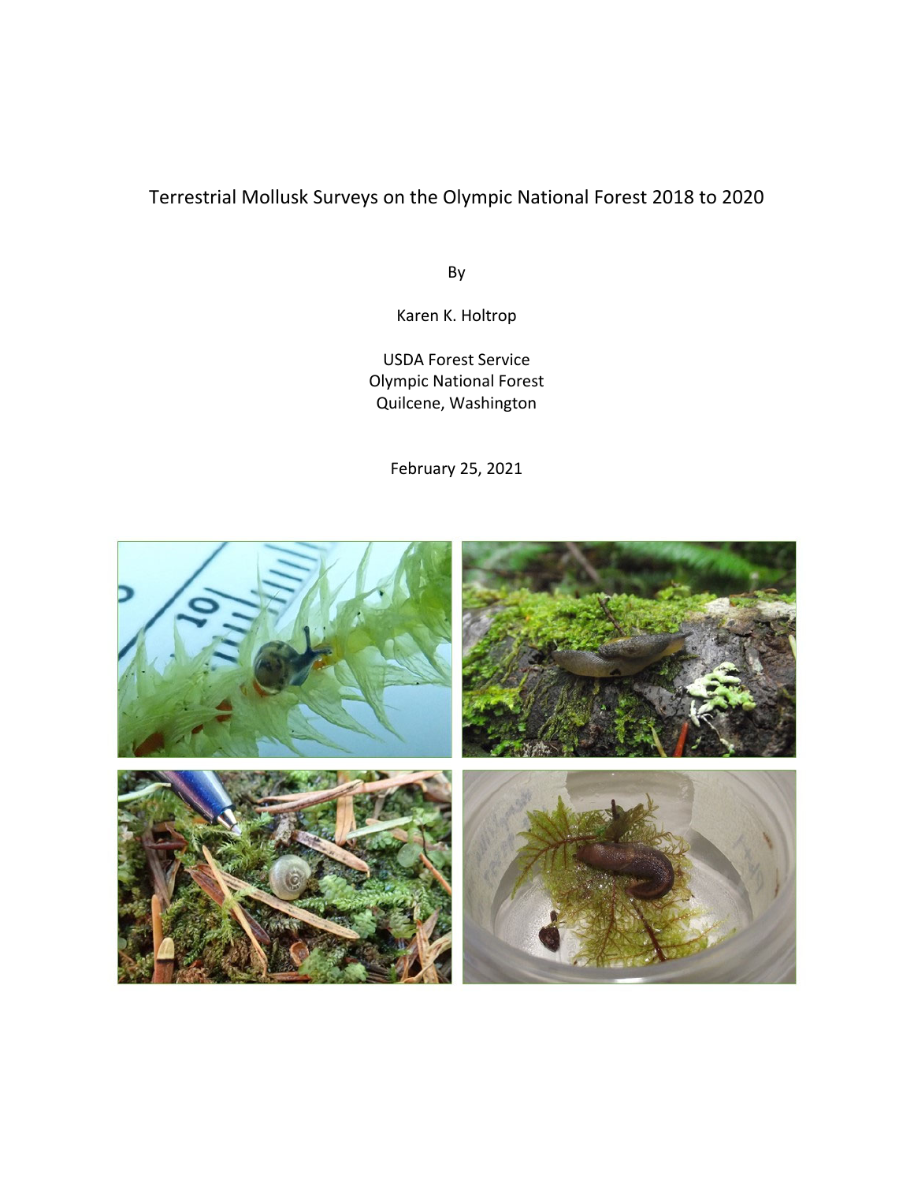# Terrestrial Mollusk Surveys on the Olympic National Forest 2018 to 2020

By

Karen K. Holtrop

USDA Forest Service
Olympic National Forest
Quilcene, Washington

February 25, 2021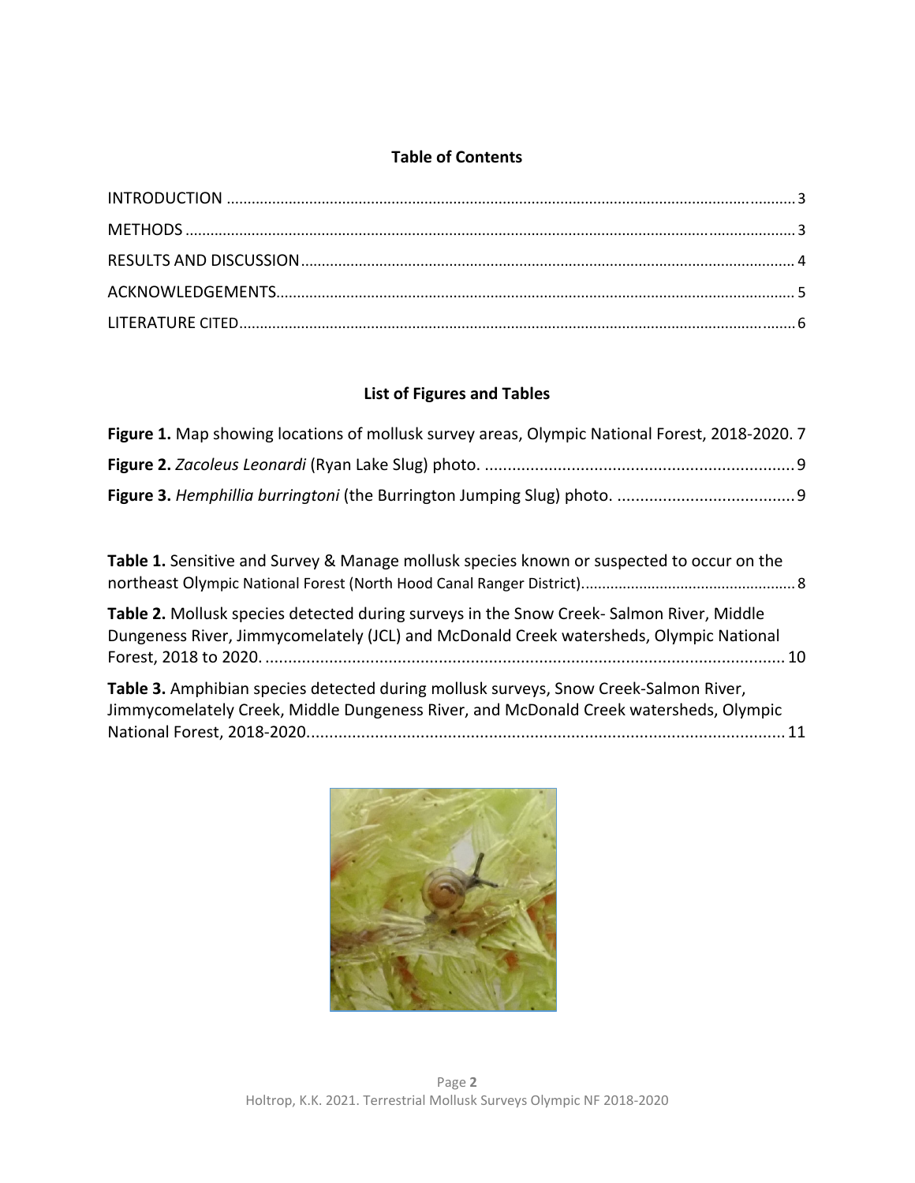## Table of Contents

INTRODUCTION .......... 3

METHODS .......... 3

RESULTS AND DISCUSSION .......... 4

ACKNOWLEDGEMENTS .......... 5

LITERATURE CITED .......... 6

## List of Figures and Tables

**Figure 1.** Map showing locations of mollusk survey areas, Olympic National Forest, 2018-2020. 7

**Figure 2.** *Zacoleus Leonardi* (Ryan Lake Slug) photo. .......... 9

**Figure 3.** *Hemphillia burringtoni* (the Burrington Jumping Slug) photo. .......... 9

**Table 1.** Sensitive and Survey & Manage mollusk species known or suspected to occur on the northeast Olympic National Forest (North Hood Canal Ranger District). .......... 8

**Table 2.** Mollusk species detected during surveys in the Snow Creek- Salmon River, Middle Dungeness River, Jimmycomelately (JCL) and McDonald Creek watersheds, Olympic National Forest, 2018 to 2020. .......... 10

**Table 3.** Amphibian species detected during mollusk surveys, Snow Creek-Salmon River, Jimmycomelately Creek, Middle Dungeness River, and McDonald Creek watersheds, Olympic National Forest, 2018-2020. .......... 11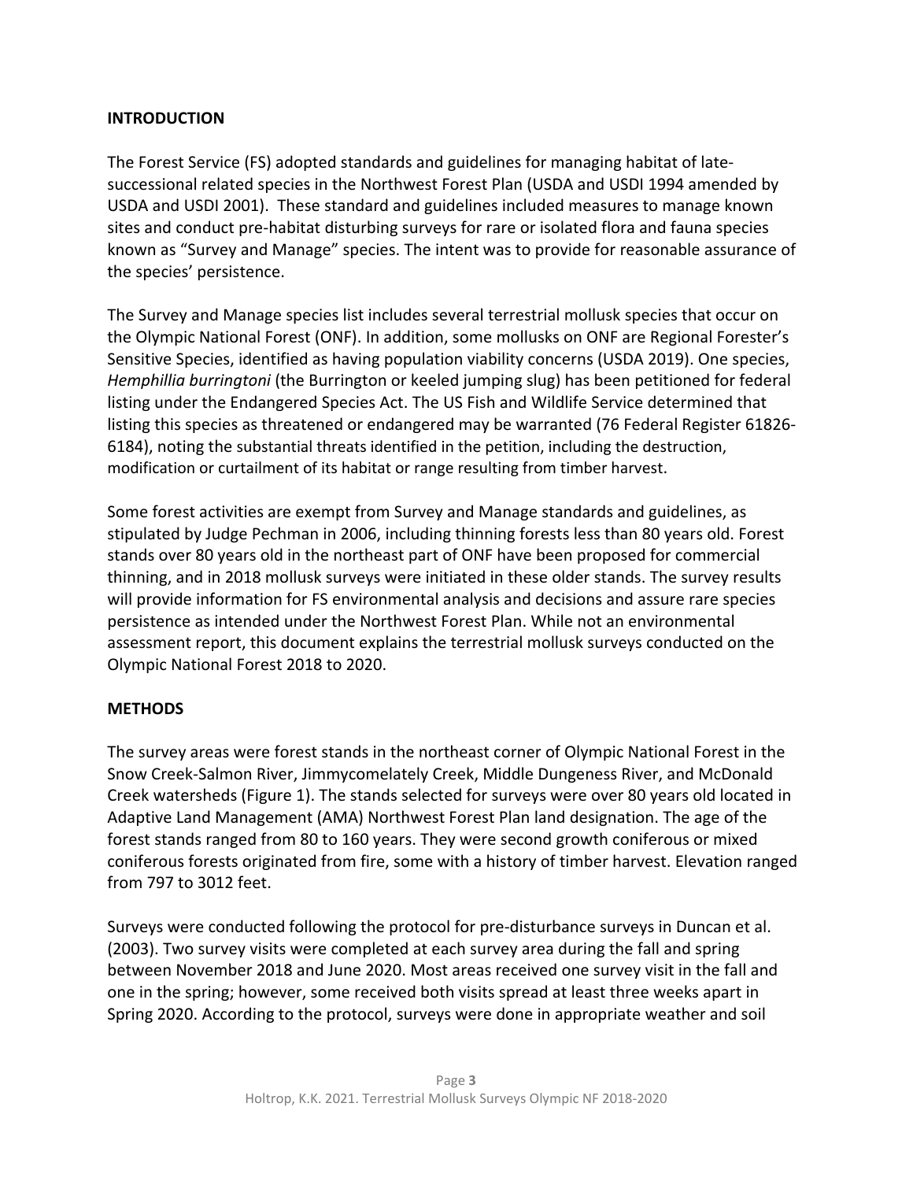## INTRODUCTION

The Forest Service (FS) adopted standards and guidelines for managing habitat of late-successional related species in the Northwest Forest Plan (USDA and USDI 1994 amended by USDA and USDI 2001). These standard and guidelines included measures to manage known sites and conduct pre-habitat disturbing surveys for rare or isolated flora and fauna species known as "Survey and Manage" species. The intent was to provide for reasonable assurance of the species' persistence.

The Survey and Manage species list includes several terrestrial mollusk species that occur on the Olympic National Forest (ONF). In addition, some mollusks on ONF are Regional Forester's Sensitive Species, identified as having population viability concerns (USDA 2019). One species, *Hemphillia burringtoni* (the Burrington or keeled jumping slug) has been petitioned for federal listing under the Endangered Species Act. The US Fish and Wildlife Service determined that listing this species as threatened or endangered may be warranted (76 Federal Register 61826-6184), noting the substantial threats identified in the petition, including the destruction, modification or curtailment of its habitat or range resulting from timber harvest.

Some forest activities are exempt from Survey and Manage standards and guidelines, as stipulated by Judge Pechman in 2006, including thinning forests less than 80 years old. Forest stands over 80 years old in the northeast part of ONF have been proposed for commercial thinning, and in 2018 mollusk surveys were initiated in these older stands. The survey results will provide information for FS environmental analysis and decisions and assure rare species persistence as intended under the Northwest Forest Plan. While not an environmental assessment report, this document explains the terrestrial mollusk surveys conducted on the Olympic National Forest 2018 to 2020.

## METHODS

The survey areas were forest stands in the northeast corner of Olympic National Forest in the Snow Creek-Salmon River, Jimmycomelately Creek, Middle Dungeness River, and McDonald Creek watersheds (Figure 1). The stands selected for surveys were over 80 years old located in Adaptive Land Management (AMA) Northwest Forest Plan land designation. The age of the forest stands ranged from 80 to 160 years. They were second growth coniferous or mixed coniferous forests originated from fire, some with a history of timber harvest. Elevation ranged from 797 to 3012 feet.

Surveys were conducted following the protocol for pre-disturbance surveys in Duncan et al. (2003). Two survey visits were completed at each survey area during the fall and spring between November 2018 and June 2020. Most areas received one survey visit in the fall and one in the spring; however, some received both visits spread at least three weeks apart in Spring 2020. According to the protocol, surveys were done in appropriate weather and soil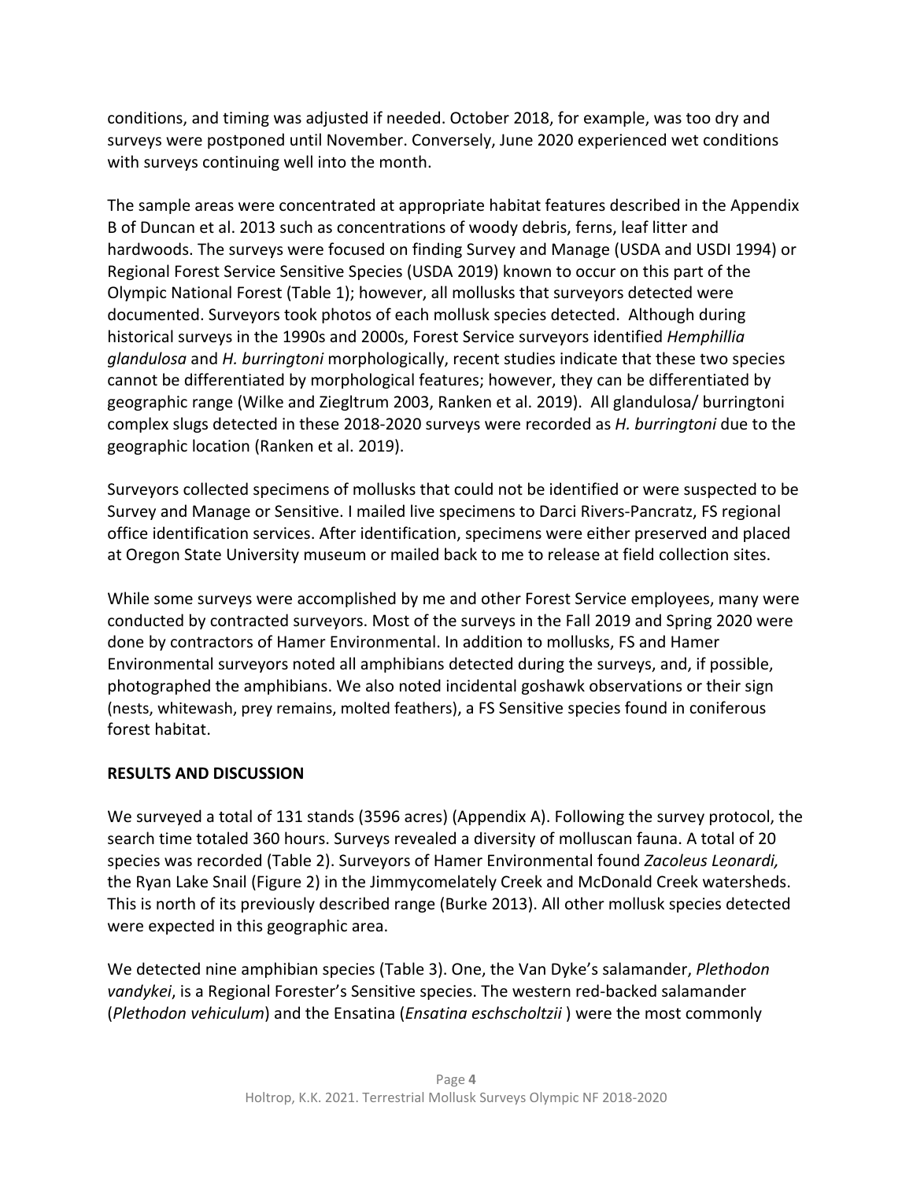conditions, and timing was adjusted if needed. October 2018, for example, was too dry and surveys were postponed until November. Conversely, June 2020 experienced wet conditions with surveys continuing well into the month.

The sample areas were concentrated at appropriate habitat features described in the Appendix B of Duncan et al. 2013 such as concentrations of woody debris, ferns, leaf litter and hardwoods. The surveys were focused on finding Survey and Manage (USDA and USDI 1994) or Regional Forest Service Sensitive Species (USDA 2019) known to occur on this part of the Olympic National Forest (Table 1); however, all mollusks that surveyors detected were documented. Surveyors took photos of each mollusk species detected. Although during historical surveys in the 1990s and 2000s, Forest Service surveyors identified *Hemphillia glandulosa* and *H. burringtoni* morphologically, recent studies indicate that these two species cannot be differentiated by morphological features; however, they can be differentiated by geographic range (Wilke and Ziegltrum 2003, Ranken et al. 2019). All glandulosa/ burringtoni complex slugs detected in these 2018-2020 surveys were recorded as *H. burringtoni* due to the geographic location (Ranken et al. 2019).

Surveyors collected specimens of mollusks that could not be identified or were suspected to be Survey and Manage or Sensitive. I mailed live specimens to Darci Rivers-Pancratz, FS regional office identification services. After identification, specimens were either preserved and placed at Oregon State University museum or mailed back to me to release at field collection sites.

While some surveys were accomplished by me and other Forest Service employees, many were conducted by contracted surveyors. Most of the surveys in the Fall 2019 and Spring 2020 were done by contractors of Hamer Environmental. In addition to mollusks, FS and Hamer Environmental surveyors noted all amphibians detected during the surveys, and, if possible, photographed the amphibians. We also noted incidental goshawk observations or their sign (nests, whitewash, prey remains, molted feathers), a FS Sensitive species found in coniferous forest habitat.

## RESULTS AND DISCUSSION

We surveyed a total of 131 stands (3596 acres) (Appendix A). Following the survey protocol, the search time totaled 360 hours. Surveys revealed a diversity of molluscan fauna. A total of 20 species was recorded (Table 2). Surveyors of Hamer Environmental found *Zacoleus Leonardi,* the Ryan Lake Snail (Figure 2) in the Jimmycomelately Creek and McDonald Creek watersheds. This is north of its previously described range (Burke 2013). All other mollusk species detected were expected in this geographic area.

We detected nine amphibian species (Table 3). One, the Van Dyke's salamander, *Plethodon vandykei*, is a Regional Forester's Sensitive species. The western red-backed salamander (*Plethodon vehiculum*) and the Ensatina (*Ensatina eschscholtzii* ) were the most commonly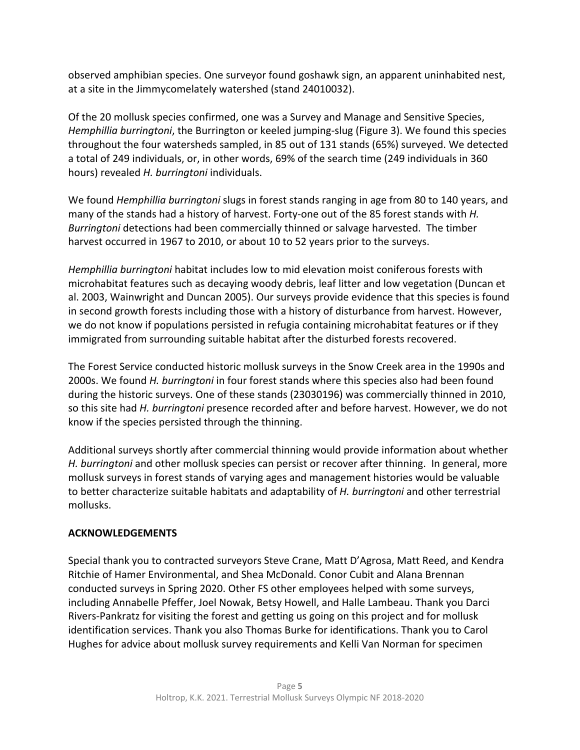observed amphibian species. One surveyor found goshawk sign, an apparent uninhabited nest, at a site in the Jimmycomelately watershed (stand 24010032).

Of the 20 mollusk species confirmed, one was a Survey and Manage and Sensitive Species, *Hemphillia burringtoni*, the Burrington or keeled jumping-slug (Figure 3). We found this species throughout the four watersheds sampled, in 85 out of 131 stands (65%) surveyed. We detected a total of 249 individuals, or, in other words, 69% of the search time (249 individuals in 360 hours) revealed *H. burringtoni* individuals.

We found *Hemphillia burringtoni* slugs in forest stands ranging in age from 80 to 140 years, and many of the stands had a history of harvest. Forty-one out of the 85 forest stands with *H. Burringtoni* detections had been commercially thinned or salvage harvested. The timber harvest occurred in 1967 to 2010, or about 10 to 52 years prior to the surveys.

*Hemphillia burringtoni* habitat includes low to mid elevation moist coniferous forests with microhabitat features such as decaying woody debris, leaf litter and low vegetation (Duncan et al. 2003, Wainwright and Duncan 2005). Our surveys provide evidence that this species is found in second growth forests including those with a history of disturbance from harvest. However, we do not know if populations persisted in refugia containing microhabitat features or if they immigrated from surrounding suitable habitat after the disturbed forests recovered.

The Forest Service conducted historic mollusk surveys in the Snow Creek area in the 1990s and 2000s. We found *H. burringtoni* in four forest stands where this species also had been found during the historic surveys. One of these stands (23030196) was commercially thinned in 2010, so this site had *H. burringtoni* presence recorded after and before harvest. However, we do not know if the species persisted through the thinning.

Additional surveys shortly after commercial thinning would provide information about whether *H. burringtoni* and other mollusk species can persist or recover after thinning. In general, more mollusk surveys in forest stands of varying ages and management histories would be valuable to better characterize suitable habitats and adaptability of *H. burringtoni* and other terrestrial mollusks.

## ACKNOWLEDGEMENTS

Special thank you to contracted surveyors Steve Crane, Matt D'Agrosa, Matt Reed, and Kendra Ritchie of Hamer Environmental, and Shea McDonald. Conor Cubit and Alana Brennan conducted surveys in Spring 2020. Other FS other employees helped with some surveys, including Annabelle Pfeffer, Joel Nowak, Betsy Howell, and Halle Lambeau. Thank you Darci Rivers-Pankratz for visiting the forest and getting us going on this project and for mollusk identification services. Thank you also Thomas Burke for identifications. Thank you to Carol Hughes for advice about mollusk survey requirements and Kelli Van Norman for specimen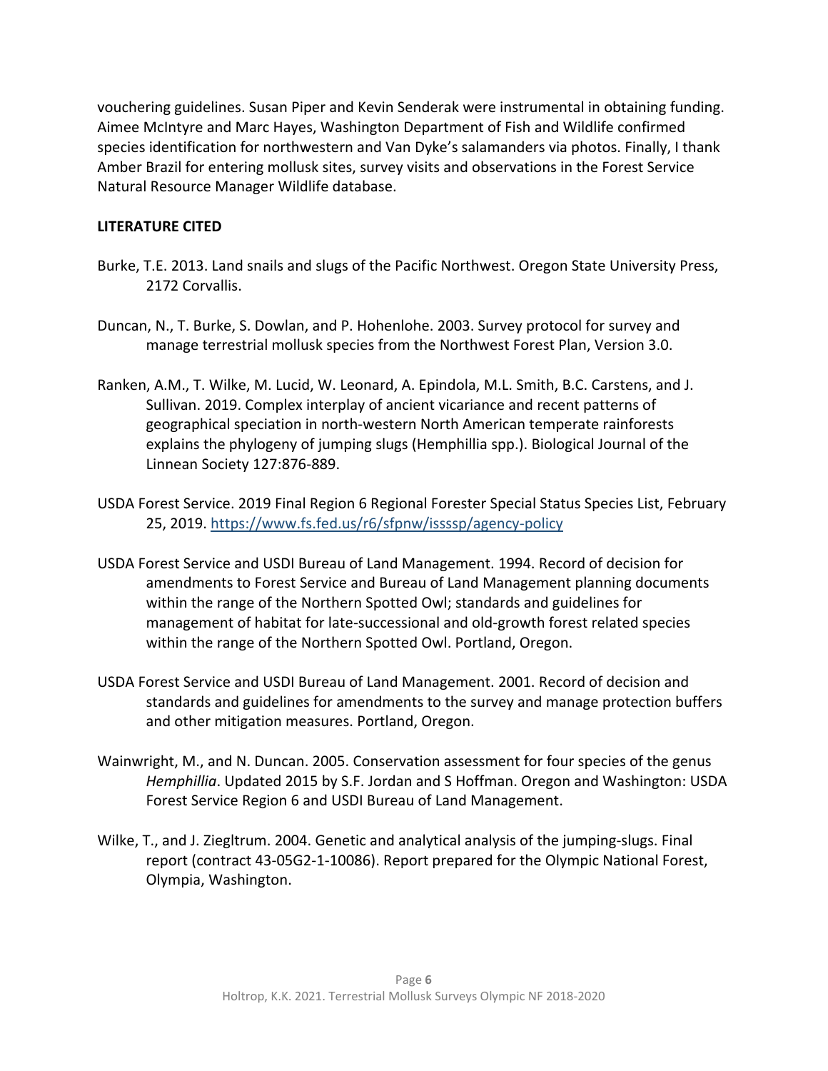vouchering guidelines. Susan Piper and Kevin Senderak were instrumental in obtaining funding. Aimee McIntyre and Marc Hayes, Washington Department of Fish and Wildlife confirmed species identification for northwestern and Van Dyke's salamanders via photos. Finally, I thank Amber Brazil for entering mollusk sites, survey visits and observations in the Forest Service Natural Resource Manager Wildlife database.

**LITERATURE CITED**

Burke, T.E. 2013. Land snails and slugs of the Pacific Northwest. Oregon State University Press, 2172 Corvallis.

Duncan, N., T. Burke, S. Dowlan, and P. Hohenlohe. 2003. Survey protocol for survey and manage terrestrial mollusk species from the Northwest Forest Plan, Version 3.0.

Ranken, A.M., T. Wilke, M. Lucid, W. Leonard, A. Epindola, M.L. Smith, B.C. Carstens, and J. Sullivan. 2019. Complex interplay of ancient vicariance and recent patterns of geographical speciation in north-western North American temperate rainforests explains the phylogeny of jumping slugs (Hemphillia spp.). Biological Journal of the Linnean Society 127:876-889.

USDA Forest Service. 2019 Final Region 6 Regional Forester Special Status Species List, February 25, 2019. https://www.fs.fed.us/r6/sfpnw/issssp/agency-policy

USDA Forest Service and USDI Bureau of Land Management. 1994. Record of decision for amendments to Forest Service and Bureau of Land Management planning documents within the range of the Northern Spotted Owl; standards and guidelines for management of habitat for late-successional and old-growth forest related species within the range of the Northern Spotted Owl. Portland, Oregon.

USDA Forest Service and USDI Bureau of Land Management. 2001. Record of decision and standards and guidelines for amendments to the survey and manage protection buffers and other mitigation measures. Portland, Oregon.

Wainwright, M., and N. Duncan. 2005. Conservation assessment for four species of the genus *Hemphillia*. Updated 2015 by S.F. Jordan and S Hoffman. Oregon and Washington: USDA Forest Service Region 6 and USDI Bureau of Land Management.

Wilke, T., and J. Ziegltrum. 2004. Genetic and analytical analysis of the jumping-slugs. Final report (contract 43-05G2-1-10086). Report prepared for the Olympic National Forest, Olympia, Washington.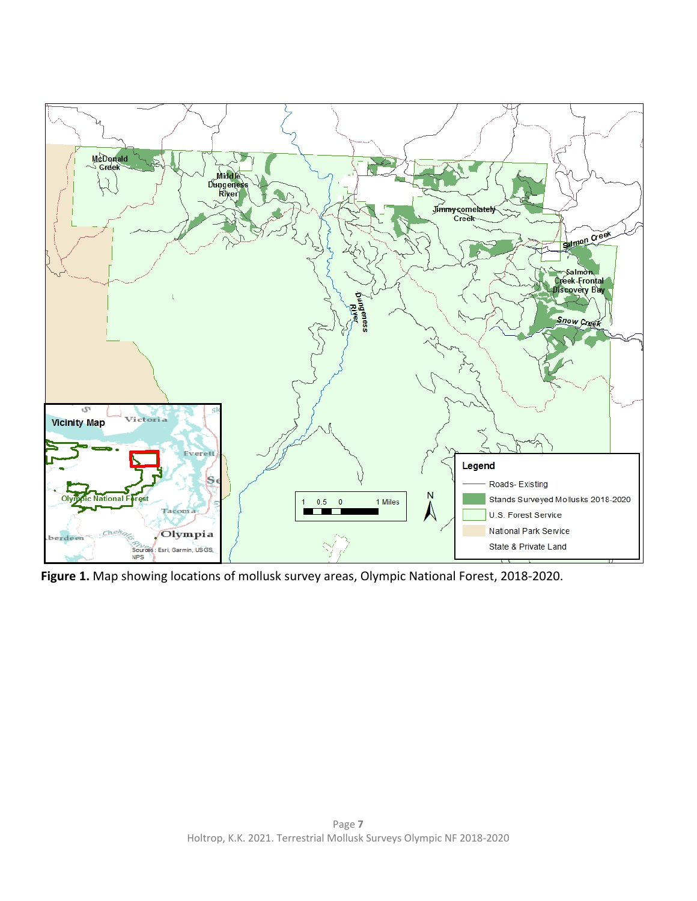**Figure 1.** Map showing locations of mollusk survey areas, Olympic National Forest, 2018-2020.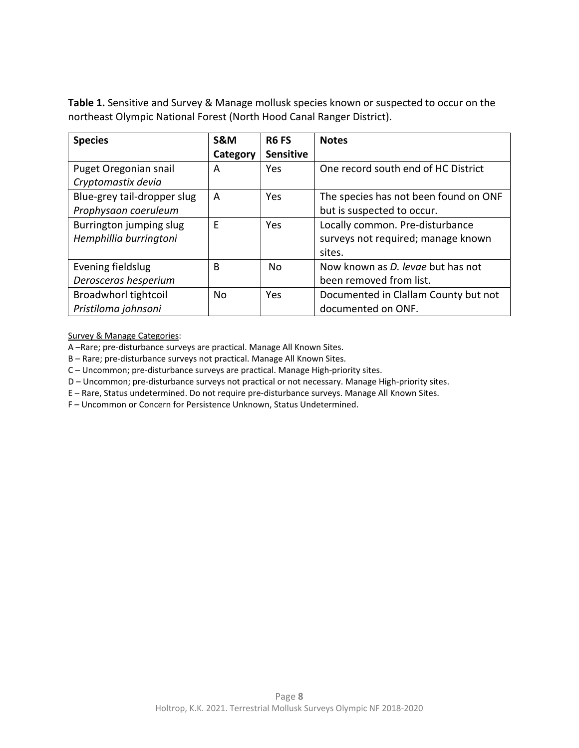**Table 1.** Sensitive and Survey & Manage mollusk species known or suspected to occur on the northeast Olympic National Forest (North Hood Canal Ranger District).

| Species | S&M Category | R6 FS Sensitive | Notes |
|---|---|---|---|
| Puget Oregonian snail *Cryptomastix devia* | A | Yes | One record south end of HC District |
| Blue-grey tail-dropper slug *Prophysaon coeruleum* | A | Yes | The species has not been found on ONF but is suspected to occur. |
| Burrington jumping slug *Hemphillia burringtoni* | E | Yes | Locally common. Pre-disturbance surveys not required; manage known sites. |
| Evening fieldslug *Derosceras hesperium* | B | No | Now known as *D. levae* but has not been removed from list. |
| Broadwhorl tightcoil *Pristiloma johnsoni* | No | Yes | Documented in Clallam County but not documented on ONF. |

<u>Survey & Manage Categories</u>:

A –Rare; pre-disturbance surveys are practical. Manage All Known Sites.
B – Rare; pre-disturbance surveys not practical. Manage All Known Sites.
C – Uncommon; pre-disturbance surveys are practical. Manage High-priority sites.
D – Uncommon; pre-disturbance surveys not practical or not necessary. Manage High-priority sites.
E – Rare, Status undetermined. Do not require pre-disturbance surveys. Manage All Known Sites.
F – Uncommon or Concern for Persistence Unknown, Status Undetermined.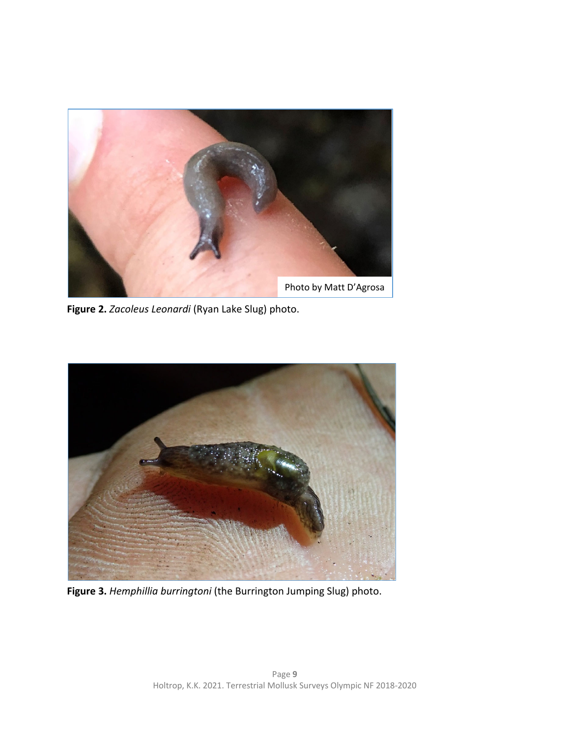Photo by Matt D'Agrosa

**Figure 2.** *Zacoleus Leonardi* (Ryan Lake Slug) photo.

**Figure 3.** *Hemphillia burringtoni* (the Burrington Jumping Slug) photo.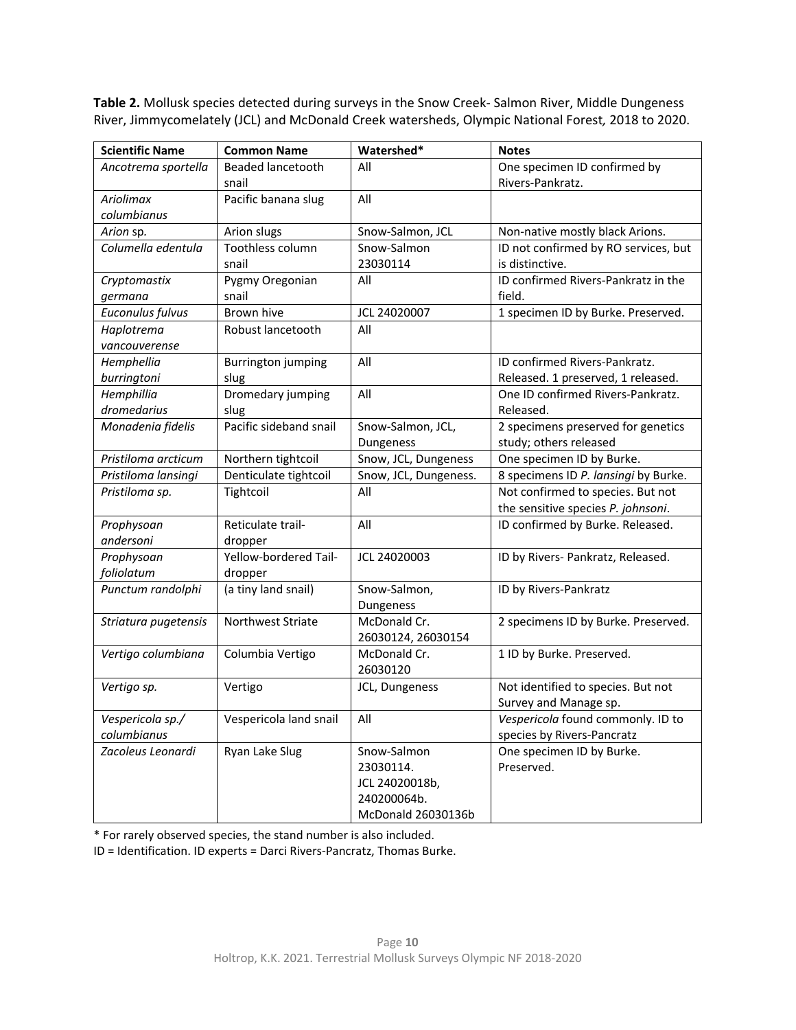**Table 2.** Mollusk species detected during surveys in the Snow Creek- Salmon River, Middle Dungeness River, Jimmycomelately (JCL) and McDonald Creek watersheds, Olympic National Forest*,* 2018 to 2020.

| Scientific Name | Common Name | Watershed* | Notes |
|---|---|---|---|
| *Ancotrema sportella* | Beaded lancetooth snail | All | One specimen ID confirmed by Rivers-Pankratz. |
| *Ariolimax columbianus* | Pacific banana slug | All | |
| *Arion* sp. | Arion slugs | Snow-Salmon, JCL | Non-native mostly black Arions. |
| *Columella edentula* | Toothless column snail | Snow-Salmon 23030114 | ID not confirmed by RO services, but is distinctive. |
| *Cryptomastix germana* | Pygmy Oregonian snail | All | ID confirmed Rivers-Pankratz in the field. |
| *Euconulus fulvus* | Brown hive | JCL 24020007 | 1 specimen ID by Burke. Preserved. |
| *Haplotrema vancouverense* | Robust lancetooth | All | |
| *Hemphellia burringtoni* | Burrington jumping slug | All | ID confirmed Rivers-Pankratz. Released. 1 preserved, 1 released. |
| *Hemphillia dromedarius* | Dromedary jumping slug | All | One ID confirmed Rivers-Pankratz. Released. |
| *Monadenia fidelis* | Pacific sideband snail | Snow-Salmon, JCL, Dungeness | 2 specimens preserved for genetics study; others released |
| *Pristiloma arcticum* | Northern tightcoil | Snow, JCL, Dungeness | One specimen ID by Burke. |
| *Pristiloma lansingi* | Denticulate tightcoil | Snow, JCL, Dungeness. | 8 specimens ID *P. lansingi* by Burke. |
| *Pristiloma sp.* | Tightcoil | All | Not confirmed to species. But not the sensitive species *P. johnsoni*. |
| *Prophysoan andersoni* | Reticulate trail-dropper | All | ID confirmed by Burke. Released. |
| *Prophysoan foliolatum* | Yellow-bordered Tail-dropper | JCL 24020003 | ID by Rivers- Pankratz, Released. |
| *Punctum randolphi* | (a tiny land snail) | Snow-Salmon, Dungeness | ID by Rivers-Pankratz |
| *Striatura pugetensis* | Northwest Striate | McDonald Cr. 26030124, 26030154 | 2 specimens ID by Burke. Preserved. |
| *Vertigo columbiana* | Columbia Vertigo | McDonald Cr. 26030120 | 1 ID by Burke. Preserved. |
| *Vertigo sp.* | Vertigo | JCL, Dungeness | Not identified to species. But not Survey and Manage sp. |
| *Vespericola sp./ columbianus* | Vespericola land snail | All | *Vespericola* found commonly. ID to species by Rivers-Pancratz |
| *Zacoleus Leonardi* | Ryan Lake Slug | Snow-Salmon 23030114. JCL 24020018b, 240200064b. McDonald 26030136b | One specimen ID by Burke. Preserved. |

\* For rarely observed species, the stand number is also included.

ID = Identification. ID experts = Darci Rivers-Pancratz, Thomas Burke.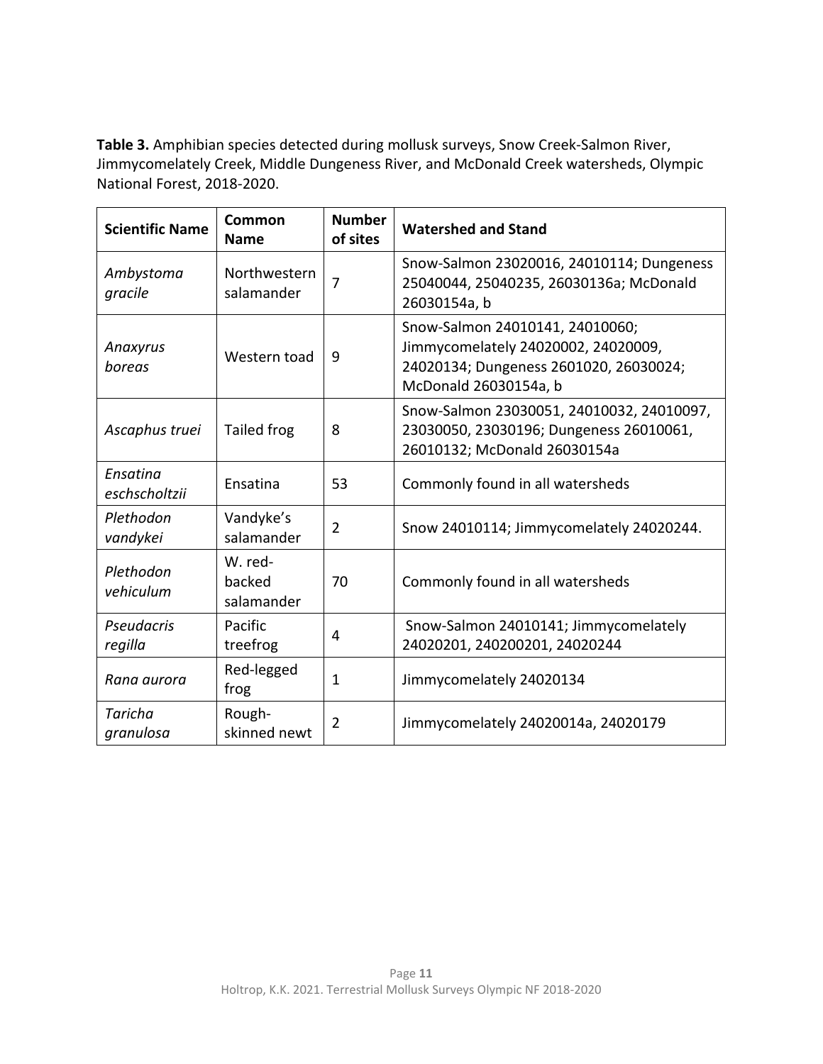**Table 3.** Amphibian species detected during mollusk surveys, Snow Creek-Salmon River, Jimmycomelately Creek, Middle Dungeness River, and McDonald Creek watersheds, Olympic National Forest, 2018-2020.

| Scientific Name | Common Name | Number of sites | Watershed and Stand |
|---|---|---|---|
| *Ambystoma gracile* | Northwestern salamander | 7 | Snow-Salmon 23020016, 24010114; Dungeness 25040044, 25040235, 26030136a; McDonald 26030154a, b |
| *Anaxyrus boreas* | Western toad | 9 | Snow-Salmon 24010141, 24010060; Jimmycomelately 24020002, 24020009, 24020134; Dungeness 2601020, 26030024; McDonald 26030154a, b |
| *Ascaphus truei* | Tailed frog | 8 | Snow-Salmon 23030051, 24010032, 24010097, 23030050, 23030196; Dungeness 26010061, 26010132; McDonald 26030154a |
| *Ensatina eschscholtzii* | Ensatina | 53 | Commonly found in all watersheds |
| *Plethodon vandykei* | Vandyke's salamander | 2 | Snow 24010114; Jimmycomelately 24020244. |
| *Plethodon vehiculum* | W. red-backed salamander | 70 | Commonly found in all watersheds |
| *Pseudacris regilla* | Pacific treefrog | 4 | Snow-Salmon 24010141; Jimmycomelately 24020201, 240200201, 24020244 |
| *Rana aurora* | Red-legged frog | 1 | Jimmycomelately 24020134 |
| *Taricha granulosa* | Rough-skinned newt | 2 | Jimmycomelately 24020014a, 24020179 |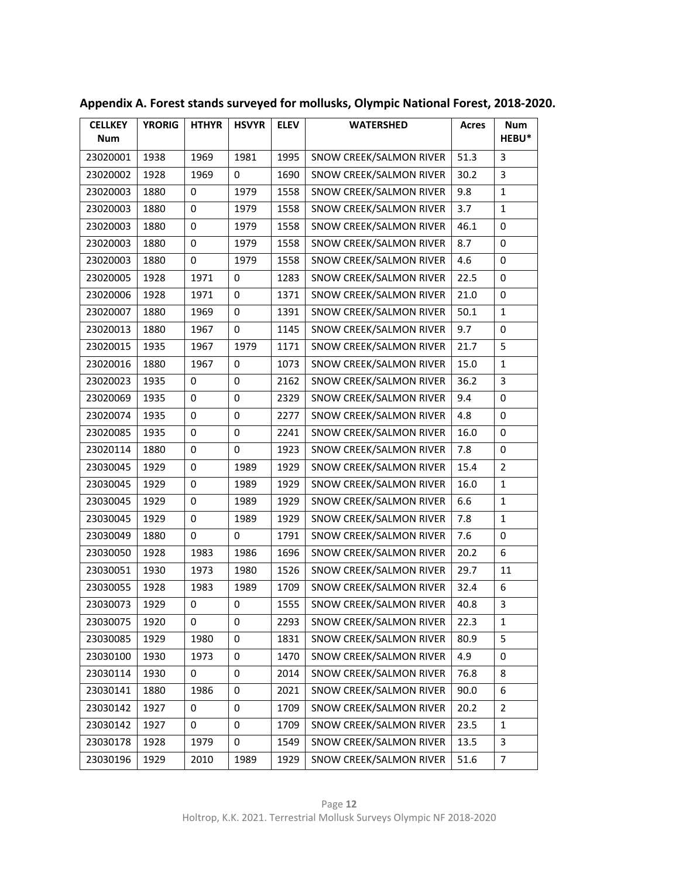**Appendix A. Forest stands surveyed for mollusks, Olympic National Forest, 2018-2020.**

| CELLKEY Num | YRORIG | HTHYR | HSVYR | ELEV | WATERSHED | Acres | Num HEBU* |
|---|---|---|---|---|---|---|---|
| 23020001 | 1938 | 1969 | 1981 | 1995 | SNOW CREEK/SALMON RIVER | 51.3 | 3 |
| 23020002 | 1928 | 1969 | 0 | 1690 | SNOW CREEK/SALMON RIVER | 30.2 | 3 |
| 23020003 | 1880 | 0 | 1979 | 1558 | SNOW CREEK/SALMON RIVER | 9.8 | 1 |
| 23020003 | 1880 | 0 | 1979 | 1558 | SNOW CREEK/SALMON RIVER | 3.7 | 1 |
| 23020003 | 1880 | 0 | 1979 | 1558 | SNOW CREEK/SALMON RIVER | 46.1 | 0 |
| 23020003 | 1880 | 0 | 1979 | 1558 | SNOW CREEK/SALMON RIVER | 8.7 | 0 |
| 23020003 | 1880 | 0 | 1979 | 1558 | SNOW CREEK/SALMON RIVER | 4.6 | 0 |
| 23020005 | 1928 | 1971 | 0 | 1283 | SNOW CREEK/SALMON RIVER | 22.5 | 0 |
| 23020006 | 1928 | 1971 | 0 | 1371 | SNOW CREEK/SALMON RIVER | 21.0 | 0 |
| 23020007 | 1880 | 1969 | 0 | 1391 | SNOW CREEK/SALMON RIVER | 50.1 | 1 |
| 23020013 | 1880 | 1967 | 0 | 1145 | SNOW CREEK/SALMON RIVER | 9.7 | 0 |
| 23020015 | 1935 | 1967 | 1979 | 1171 | SNOW CREEK/SALMON RIVER | 21.7 | 5 |
| 23020016 | 1880 | 1967 | 0 | 1073 | SNOW CREEK/SALMON RIVER | 15.0 | 1 |
| 23020023 | 1935 | 0 | 0 | 2162 | SNOW CREEK/SALMON RIVER | 36.2 | 3 |
| 23020069 | 1935 | 0 | 0 | 2329 | SNOW CREEK/SALMON RIVER | 9.4 | 0 |
| 23020074 | 1935 | 0 | 0 | 2277 | SNOW CREEK/SALMON RIVER | 4.8 | 0 |
| 23020085 | 1935 | 0 | 0 | 2241 | SNOW CREEK/SALMON RIVER | 16.0 | 0 |
| 23020114 | 1880 | 0 | 0 | 1923 | SNOW CREEK/SALMON RIVER | 7.8 | 0 |
| 23030045 | 1929 | 0 | 1989 | 1929 | SNOW CREEK/SALMON RIVER | 15.4 | 2 |
| 23030045 | 1929 | 0 | 1989 | 1929 | SNOW CREEK/SALMON RIVER | 16.0 | 1 |
| 23030045 | 1929 | 0 | 1989 | 1929 | SNOW CREEK/SALMON RIVER | 6.6 | 1 |
| 23030045 | 1929 | 0 | 1989 | 1929 | SNOW CREEK/SALMON RIVER | 7.8 | 1 |
| 23030049 | 1880 | 0 | 0 | 1791 | SNOW CREEK/SALMON RIVER | 7.6 | 0 |
| 23030050 | 1928 | 1983 | 1986 | 1696 | SNOW CREEK/SALMON RIVER | 20.2 | 6 |
| 23030051 | 1930 | 1973 | 1980 | 1526 | SNOW CREEK/SALMON RIVER | 29.7 | 11 |
| 23030055 | 1928 | 1983 | 1989 | 1709 | SNOW CREEK/SALMON RIVER | 32.4 | 6 |
| 23030073 | 1929 | 0 | 0 | 1555 | SNOW CREEK/SALMON RIVER | 40.8 | 3 |
| 23030075 | 1920 | 0 | 0 | 2293 | SNOW CREEK/SALMON RIVER | 22.3 | 1 |
| 23030085 | 1929 | 1980 | 0 | 1831 | SNOW CREEK/SALMON RIVER | 80.9 | 5 |
| 23030100 | 1930 | 1973 | 0 | 1470 | SNOW CREEK/SALMON RIVER | 4.9 | 0 |
| 23030114 | 1930 | 0 | 0 | 2014 | SNOW CREEK/SALMON RIVER | 76.8 | 8 |
| 23030141 | 1880 | 1986 | 0 | 2021 | SNOW CREEK/SALMON RIVER | 90.0 | 6 |
| 23030142 | 1927 | 0 | 0 | 1709 | SNOW CREEK/SALMON RIVER | 20.2 | 2 |
| 23030142 | 1927 | 0 | 0 | 1709 | SNOW CREEK/SALMON RIVER | 23.5 | 1 |
| 23030178 | 1928 | 1979 | 0 | 1549 | SNOW CREEK/SALMON RIVER | 13.5 | 3 |
| 23030196 | 1929 | 2010 | 1989 | 1929 | SNOW CREEK/SALMON RIVER | 51.6 | 7 |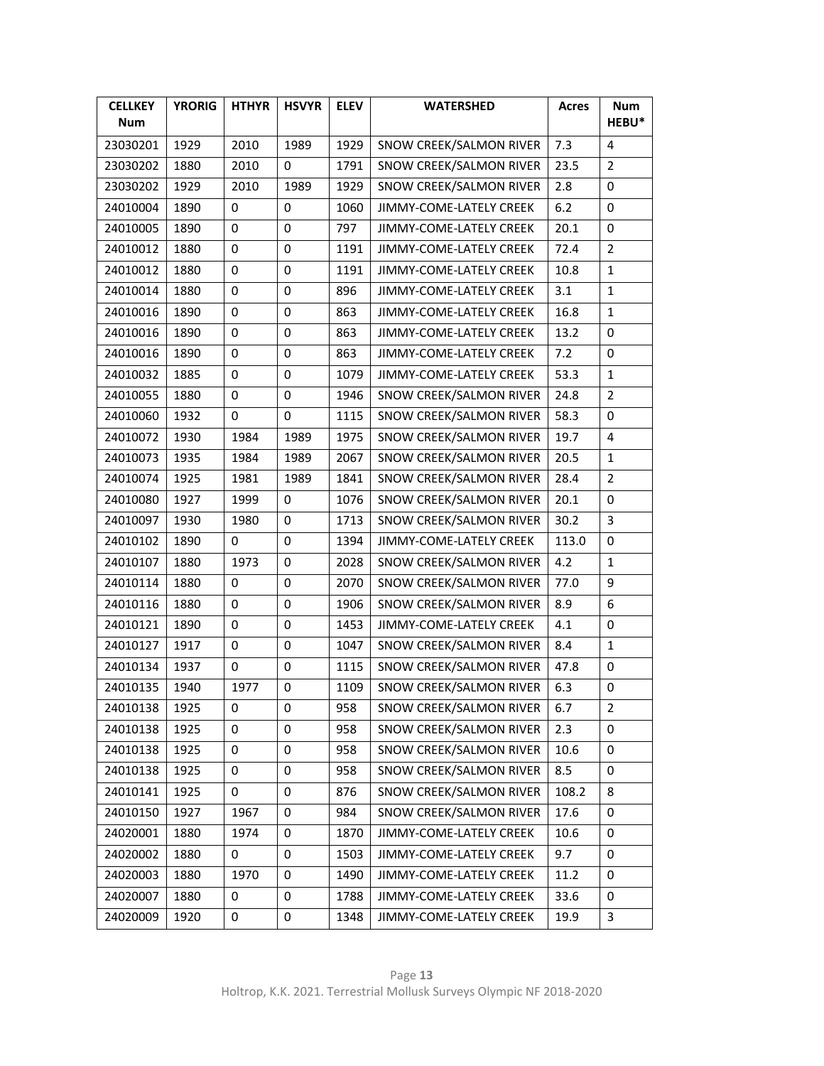| CELLKEY Num | YRORIG | HTHYR | HSVYR | ELEV | WATERSHED | Acres | Num HEBU* |
|---|---|---|---|---|---|---|---|
| 23030201 | 1929 | 2010 | 1989 | 1929 | SNOW CREEK/SALMON RIVER | 7.3 | 4 |
| 23030202 | 1880 | 2010 | 0 | 1791 | SNOW CREEK/SALMON RIVER | 23.5 | 2 |
| 23030202 | 1929 | 2010 | 1989 | 1929 | SNOW CREEK/SALMON RIVER | 2.8 | 0 |
| 24010004 | 1890 | 0 | 0 | 1060 | JIMMY-COME-LATELY CREEK | 6.2 | 0 |
| 24010005 | 1890 | 0 | 0 | 797 | JIMMY-COME-LATELY CREEK | 20.1 | 0 |
| 24010012 | 1880 | 0 | 0 | 1191 | JIMMY-COME-LATELY CREEK | 72.4 | 2 |
| 24010012 | 1880 | 0 | 0 | 1191 | JIMMY-COME-LATELY CREEK | 10.8 | 1 |
| 24010014 | 1880 | 0 | 0 | 896 | JIMMY-COME-LATELY CREEK | 3.1 | 1 |
| 24010016 | 1890 | 0 | 0 | 863 | JIMMY-COME-LATELY CREEK | 16.8 | 1 |
| 24010016 | 1890 | 0 | 0 | 863 | JIMMY-COME-LATELY CREEK | 13.2 | 0 |
| 24010016 | 1890 | 0 | 0 | 863 | JIMMY-COME-LATELY CREEK | 7.2 | 0 |
| 24010032 | 1885 | 0 | 0 | 1079 | JIMMY-COME-LATELY CREEK | 53.3 | 1 |
| 24010055 | 1880 | 0 | 0 | 1946 | SNOW CREEK/SALMON RIVER | 24.8 | 2 |
| 24010060 | 1932 | 0 | 0 | 1115 | SNOW CREEK/SALMON RIVER | 58.3 | 0 |
| 24010072 | 1930 | 1984 | 1989 | 1975 | SNOW CREEK/SALMON RIVER | 19.7 | 4 |
| 24010073 | 1935 | 1984 | 1989 | 2067 | SNOW CREEK/SALMON RIVER | 20.5 | 1 |
| 24010074 | 1925 | 1981 | 1989 | 1841 | SNOW CREEK/SALMON RIVER | 28.4 | 2 |
| 24010080 | 1927 | 1999 | 0 | 1076 | SNOW CREEK/SALMON RIVER | 20.1 | 0 |
| 24010097 | 1930 | 1980 | 0 | 1713 | SNOW CREEK/SALMON RIVER | 30.2 | 3 |
| 24010102 | 1890 | 0 | 0 | 1394 | JIMMY-COME-LATELY CREEK | 113.0 | 0 |
| 24010107 | 1880 | 1973 | 0 | 2028 | SNOW CREEK/SALMON RIVER | 4.2 | 1 |
| 24010114 | 1880 | 0 | 0 | 2070 | SNOW CREEK/SALMON RIVER | 77.0 | 9 |
| 24010116 | 1880 | 0 | 0 | 1906 | SNOW CREEK/SALMON RIVER | 8.9 | 6 |
| 24010121 | 1890 | 0 | 0 | 1453 | JIMMY-COME-LATELY CREEK | 4.1 | 0 |
| 24010127 | 1917 | 0 | 0 | 1047 | SNOW CREEK/SALMON RIVER | 8.4 | 1 |
| 24010134 | 1937 | 0 | 0 | 1115 | SNOW CREEK/SALMON RIVER | 47.8 | 0 |
| 24010135 | 1940 | 1977 | 0 | 1109 | SNOW CREEK/SALMON RIVER | 6.3 | 0 |
| 24010138 | 1925 | 0 | 0 | 958 | SNOW CREEK/SALMON RIVER | 6.7 | 2 |
| 24010138 | 1925 | 0 | 0 | 958 | SNOW CREEK/SALMON RIVER | 2.3 | 0 |
| 24010138 | 1925 | 0 | 0 | 958 | SNOW CREEK/SALMON RIVER | 10.6 | 0 |
| 24010138 | 1925 | 0 | 0 | 958 | SNOW CREEK/SALMON RIVER | 8.5 | 0 |
| 24010141 | 1925 | 0 | 0 | 876 | SNOW CREEK/SALMON RIVER | 108.2 | 8 |
| 24010150 | 1927 | 1967 | 0 | 984 | SNOW CREEK/SALMON RIVER | 17.6 | 0 |
| 24020001 | 1880 | 1974 | 0 | 1870 | JIMMY-COME-LATELY CREEK | 10.6 | 0 |
| 24020002 | 1880 | 0 | 0 | 1503 | JIMMY-COME-LATELY CREEK | 9.7 | 0 |
| 24020003 | 1880 | 1970 | 0 | 1490 | JIMMY-COME-LATELY CREEK | 11.2 | 0 |
| 24020007 | 1880 | 0 | 0 | 1788 | JIMMY-COME-LATELY CREEK | 33.6 | 0 |
| 24020009 | 1920 | 0 | 0 | 1348 | JIMMY-COME-LATELY CREEK | 19.9 | 3 |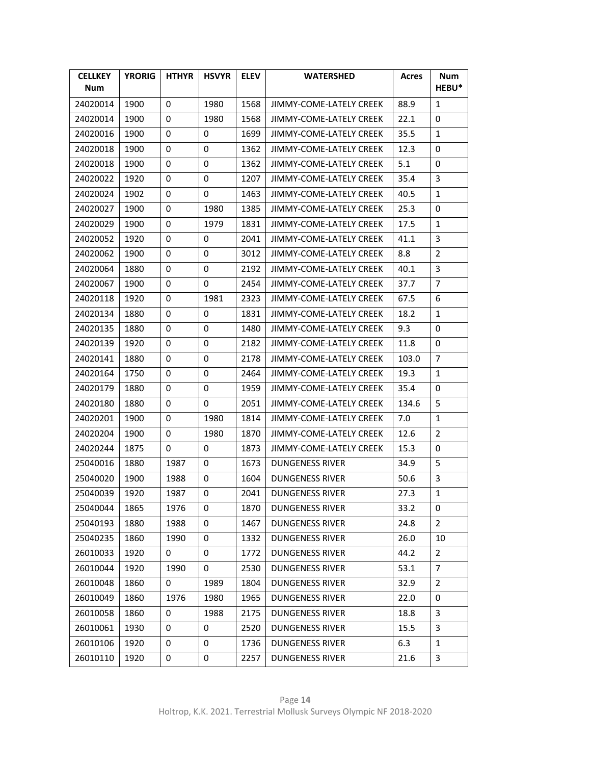| CELLKEY Num | YRORIG | HTHYR | HSVYR | ELEV | WATERSHED | Acres | Num HEBU* |
|---|---|---|---|---|---|---|---|
| 24020014 | 1900 | 0 | 1980 | 1568 | JIMMY-COME-LATELY CREEK | 88.9 | 1 |
| 24020014 | 1900 | 0 | 1980 | 1568 | JIMMY-COME-LATELY CREEK | 22.1 | 0 |
| 24020016 | 1900 | 0 | 0 | 1699 | JIMMY-COME-LATELY CREEK | 35.5 | 1 |
| 24020018 | 1900 | 0 | 0 | 1362 | JIMMY-COME-LATELY CREEK | 12.3 | 0 |
| 24020018 | 1900 | 0 | 0 | 1362 | JIMMY-COME-LATELY CREEK | 5.1 | 0 |
| 24020022 | 1920 | 0 | 0 | 1207 | JIMMY-COME-LATELY CREEK | 35.4 | 3 |
| 24020024 | 1902 | 0 | 0 | 1463 | JIMMY-COME-LATELY CREEK | 40.5 | 1 |
| 24020027 | 1900 | 0 | 1980 | 1385 | JIMMY-COME-LATELY CREEK | 25.3 | 0 |
| 24020029 | 1900 | 0 | 1979 | 1831 | JIMMY-COME-LATELY CREEK | 17.5 | 1 |
| 24020052 | 1920 | 0 | 0 | 2041 | JIMMY-COME-LATELY CREEK | 41.1 | 3 |
| 24020062 | 1900 | 0 | 0 | 3012 | JIMMY-COME-LATELY CREEK | 8.8 | 2 |
| 24020064 | 1880 | 0 | 0 | 2192 | JIMMY-COME-LATELY CREEK | 40.1 | 3 |
| 24020067 | 1900 | 0 | 0 | 2454 | JIMMY-COME-LATELY CREEK | 37.7 | 7 |
| 24020118 | 1920 | 0 | 1981 | 2323 | JIMMY-COME-LATELY CREEK | 67.5 | 6 |
| 24020134 | 1880 | 0 | 0 | 1831 | JIMMY-COME-LATELY CREEK | 18.2 | 1 |
| 24020135 | 1880 | 0 | 0 | 1480 | JIMMY-COME-LATELY CREEK | 9.3 | 0 |
| 24020139 | 1920 | 0 | 0 | 2182 | JIMMY-COME-LATELY CREEK | 11.8 | 0 |
| 24020141 | 1880 | 0 | 0 | 2178 | JIMMY-COME-LATELY CREEK | 103.0 | 7 |
| 24020164 | 1750 | 0 | 0 | 2464 | JIMMY-COME-LATELY CREEK | 19.3 | 1 |
| 24020179 | 1880 | 0 | 0 | 1959 | JIMMY-COME-LATELY CREEK | 35.4 | 0 |
| 24020180 | 1880 | 0 | 0 | 2051 | JIMMY-COME-LATELY CREEK | 134.6 | 5 |
| 24020201 | 1900 | 0 | 1980 | 1814 | JIMMY-COME-LATELY CREEK | 7.0 | 1 |
| 24020204 | 1900 | 0 | 1980 | 1870 | JIMMY-COME-LATELY CREEK | 12.6 | 2 |
| 24020244 | 1875 | 0 | 0 | 1873 | JIMMY-COME-LATELY CREEK | 15.3 | 0 |
| 25040016 | 1880 | 1987 | 0 | 1673 | DUNGENESS RIVER | 34.9 | 5 |
| 25040020 | 1900 | 1988 | 0 | 1604 | DUNGENESS RIVER | 50.6 | 3 |
| 25040039 | 1920 | 1987 | 0 | 2041 | DUNGENESS RIVER | 27.3 | 1 |
| 25040044 | 1865 | 1976 | 0 | 1870 | DUNGENESS RIVER | 33.2 | 0 |
| 25040193 | 1880 | 1988 | 0 | 1467 | DUNGENESS RIVER | 24.8 | 2 |
| 25040235 | 1860 | 1990 | 0 | 1332 | DUNGENESS RIVER | 26.0 | 10 |
| 26010033 | 1920 | 0 | 0 | 1772 | DUNGENESS RIVER | 44.2 | 2 |
| 26010044 | 1920 | 1990 | 0 | 2530 | DUNGENESS RIVER | 53.1 | 7 |
| 26010048 | 1860 | 0 | 1989 | 1804 | DUNGENESS RIVER | 32.9 | 2 |
| 26010049 | 1860 | 1976 | 1980 | 1965 | DUNGENESS RIVER | 22.0 | 0 |
| 26010058 | 1860 | 0 | 1988 | 2175 | DUNGENESS RIVER | 18.8 | 3 |
| 26010061 | 1930 | 0 | 0 | 2520 | DUNGENESS RIVER | 15.5 | 3 |
| 26010106 | 1920 | 0 | 0 | 1736 | DUNGENESS RIVER | 6.3 | 1 |
| 26010110 | 1920 | 0 | 0 | 2257 | DUNGENESS RIVER | 21.6 | 3 |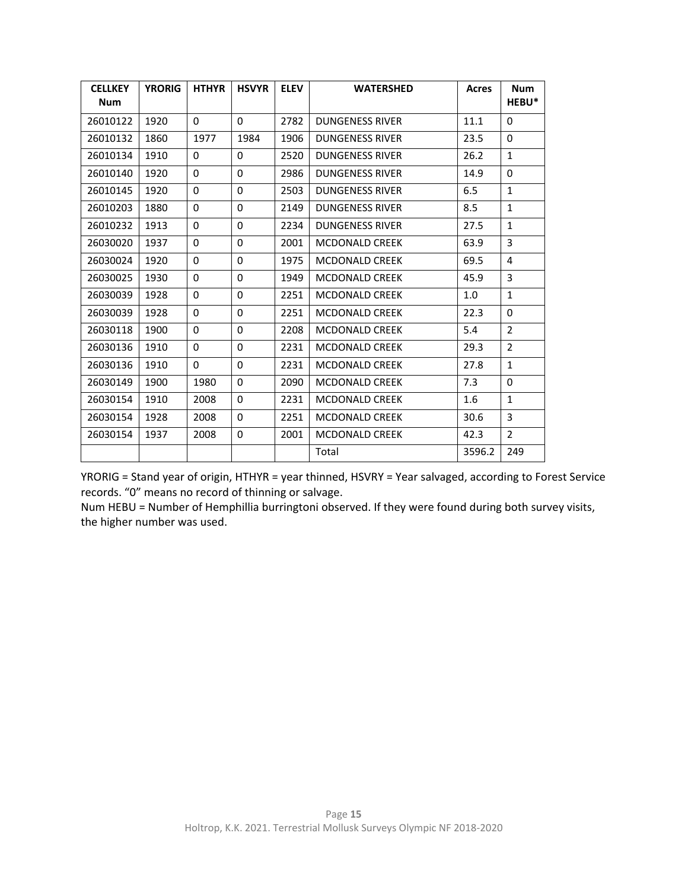| CELLKEY Num | YRORIG | HTHYR | HSVYR | ELEV | WATERSHED | Acres | Num HEBU* |
|---|---|---|---|---|---|---|---|
| 26010122 | 1920 | 0 | 0 | 2782 | DUNGENESS RIVER | 11.1 | 0 |
| 26010132 | 1860 | 1977 | 1984 | 1906 | DUNGENESS RIVER | 23.5 | 0 |
| 26010134 | 1910 | 0 | 0 | 2520 | DUNGENESS RIVER | 26.2 | 1 |
| 26010140 | 1920 | 0 | 0 | 2986 | DUNGENESS RIVER | 14.9 | 0 |
| 26010145 | 1920 | 0 | 0 | 2503 | DUNGENESS RIVER | 6.5 | 1 |
| 26010203 | 1880 | 0 | 0 | 2149 | DUNGENESS RIVER | 8.5 | 1 |
| 26010232 | 1913 | 0 | 0 | 2234 | DUNGENESS RIVER | 27.5 | 1 |
| 26030020 | 1937 | 0 | 0 | 2001 | MCDONALD CREEK | 63.9 | 3 |
| 26030024 | 1920 | 0 | 0 | 1975 | MCDONALD CREEK | 69.5 | 4 |
| 26030025 | 1930 | 0 | 0 | 1949 | MCDONALD CREEK | 45.9 | 3 |
| 26030039 | 1928 | 0 | 0 | 2251 | MCDONALD CREEK | 1.0 | 1 |
| 26030039 | 1928 | 0 | 0 | 2251 | MCDONALD CREEK | 22.3 | 0 |
| 26030118 | 1900 | 0 | 0 | 2208 | MCDONALD CREEK | 5.4 | 2 |
| 26030136 | 1910 | 0 | 0 | 2231 | MCDONALD CREEK | 29.3 | 2 |
| 26030136 | 1910 | 0 | 0 | 2231 | MCDONALD CREEK | 27.8 | 1 |
| 26030149 | 1900 | 1980 | 0 | 2090 | MCDONALD CREEK | 7.3 | 0 |
| 26030154 | 1910 | 2008 | 0 | 2231 | MCDONALD CREEK | 1.6 | 1 |
| 26030154 | 1928 | 2008 | 0 | 2251 | MCDONALD CREEK | 30.6 | 3 |
| 26030154 | 1937 | 2008 | 0 | 2001 | MCDONALD CREEK | 42.3 | 2 |
| | | | | | Total | 3596.2 | 249 |

YRORIG = Stand year of origin, HTHYR = year thinned, HSVRY = Year salvaged, according to Forest Service records. "0" means no record of thinning or salvage.
Num HEBU = Number of Hemphillia burringtoni observed. If they were found during both survey visits, the higher number was used.